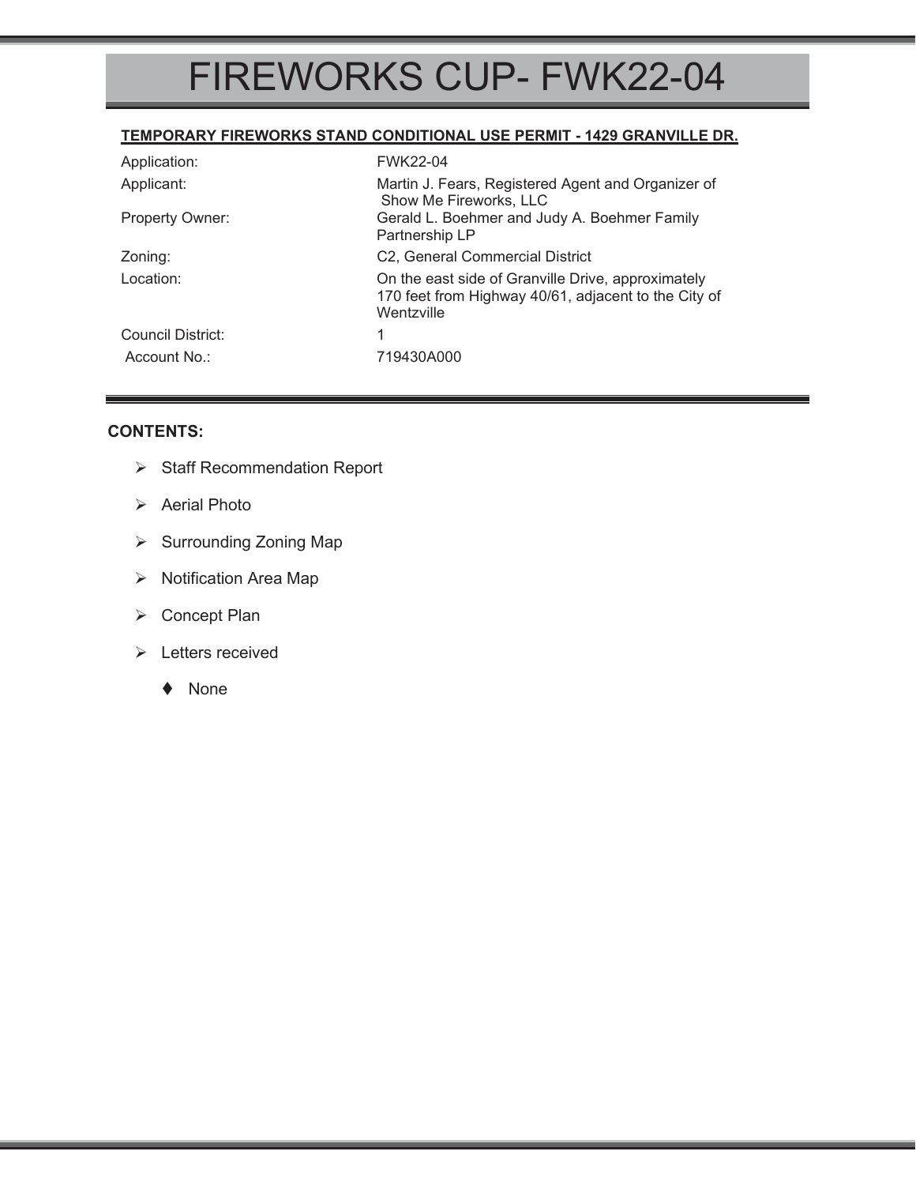# FIREWORKS CUP- FWK22-04

**TEMPORARY FIREWORKS STAND CONDITIONAL USE PERMIT - 1429 GRANVILLE DR.**

| | |
|---|---|
| Application: | FWK22-04 |
| Applicant: | Martin J. Fears, Registered Agent and Organizer of Show Me Fireworks, LLC |
| Property Owner: | Gerald L. Boehmer and Judy A. Boehmer Family Partnership LP |
| Zoning: | C2, General Commercial District |
| Location: | On the east side of Granville Drive, approximately 170 feet from Highway 40/61, adjacent to the City of Wentzville |
| Council District: | 1 |
| Account No.: | 719430A000 |

**CONTENTS:**

- Staff Recommendation Report
- Aerial Photo
- Surrounding Zoning Map
- Notification Area Map
- Concept Plan
- Letters received
  - None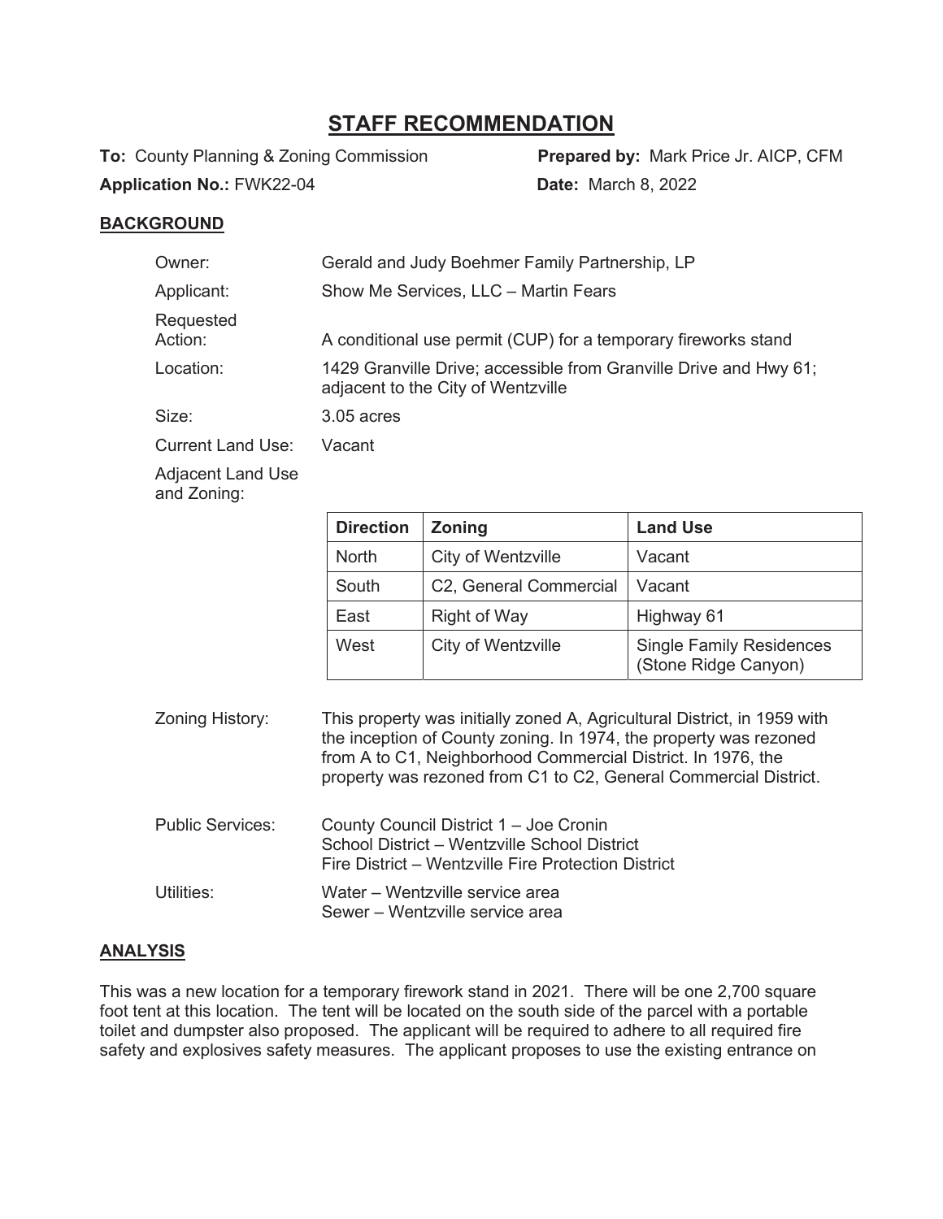# STAFF RECOMMENDATION

**To:** County Planning & Zoning Commission **Prepared by:** Mark Price Jr. AICP, CFM

**Application No.:** FWK22-04 **Date:** March 8, 2022

## BACKGROUND

Owner: Gerald and Judy Boehmer Family Partnership, LP

Applicant: Show Me Services, LLC – Martin Fears

Requested Action: A conditional use permit (CUP) for a temporary fireworks stand

Location: 1429 Granville Drive; accessible from Granville Drive and Hwy 61; adjacent to the City of Wentzville

Size: 3.05 acres

Current Land Use: Vacant

Adjacent Land Use and Zoning:

| Direction | Zoning | Land Use |
|---|---|---|
| North | City of Wentzville | Vacant |
| South | C2, General Commercial | Vacant |
| East | Right of Way | Highway 61 |
| West | City of Wentzville | Single Family Residences (Stone Ridge Canyon) |

Zoning History: This property was initially zoned A, Agricultural District, in 1959 with the inception of County zoning. In 1974, the property was rezoned from A to C1, Neighborhood Commercial District. In 1976, the property was rezoned from C1 to C2, General Commercial District.

Public Services: County Council District 1 – Joe Cronin
School District – Wentzville School District
Fire District – Wentzville Fire Protection District

Utilities: Water – Wentzville service area
Sewer – Wentzville service area

## ANALYSIS

This was a new location for a temporary firework stand in 2021. There will be one 2,700 square foot tent at this location. The tent will be located on the south side of the parcel with a portable toilet and dumpster also proposed. The applicant will be required to adhere to all required fire safety and explosives safety measures. The applicant proposes to use the existing entrance on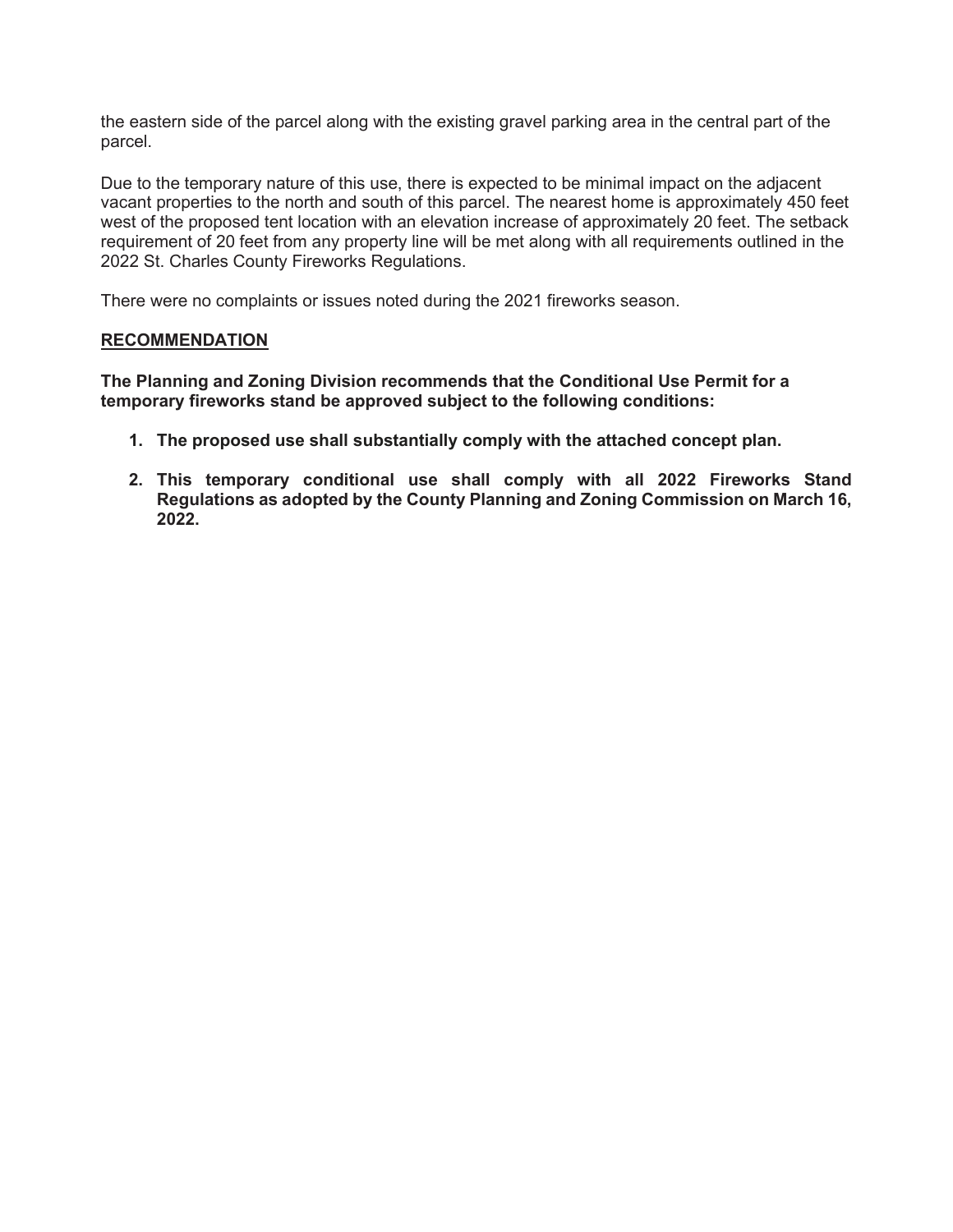the eastern side of the parcel along with the existing gravel parking area in the central part of the parcel.

Due to the temporary nature of this use, there is expected to be minimal impact on the adjacent vacant properties to the north and south of this parcel. The nearest home is approximately 450 feet west of the proposed tent location with an elevation increase of approximately 20 feet. The setback requirement of 20 feet from any property line will be met along with all requirements outlined in the 2022 St. Charles County Fireworks Regulations.

There were no complaints or issues noted during the 2021 fireworks season.

## RECOMMENDATION

**The Planning and Zoning Division recommends that the Conditional Use Permit for a temporary fireworks stand be approved subject to the following conditions:**

1. **The proposed use shall substantially comply with the attached concept plan.**

2. **This temporary conditional use shall comply with all 2022 Fireworks Stand Regulations as adopted by the County Planning and Zoning Commission on March 16, 2022.**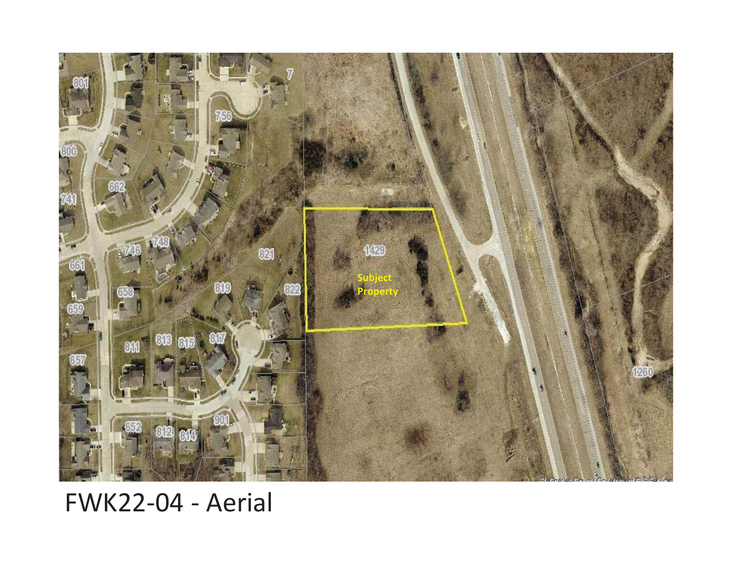FWK22-04 - Aerial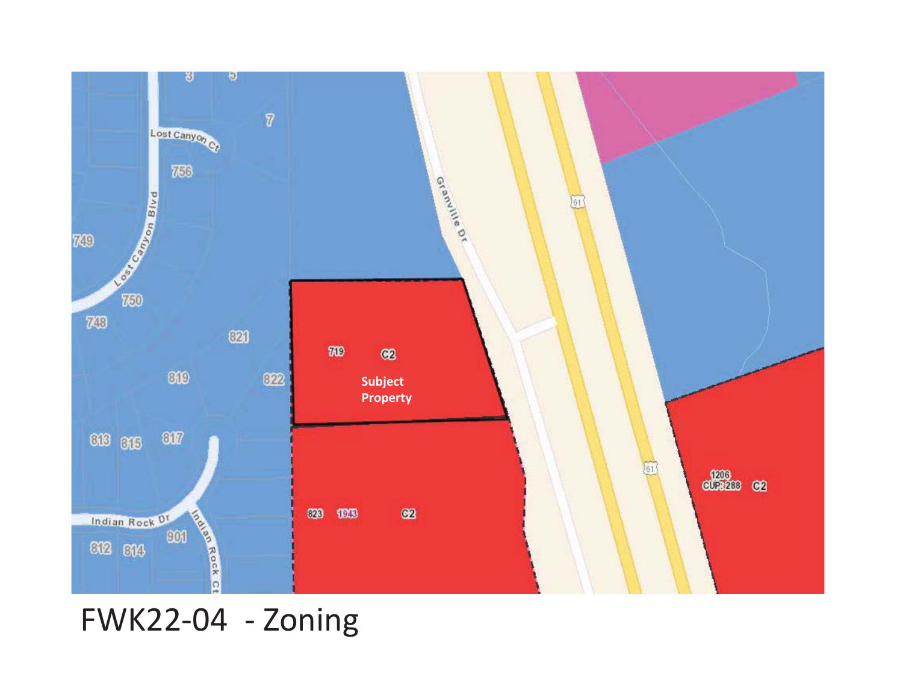719 C2

Subject Property

Lost Canyon Ct

Lost Canyon Blvd

Granville Dr

Indian Rock Dr

Indian Rock Ct

3 5 7 756 749 750 748 821 819 822 813 815 817 901 812 814

823 1943 C2

1206 CUP: 288 C2

61

FWK22-04 - Zoning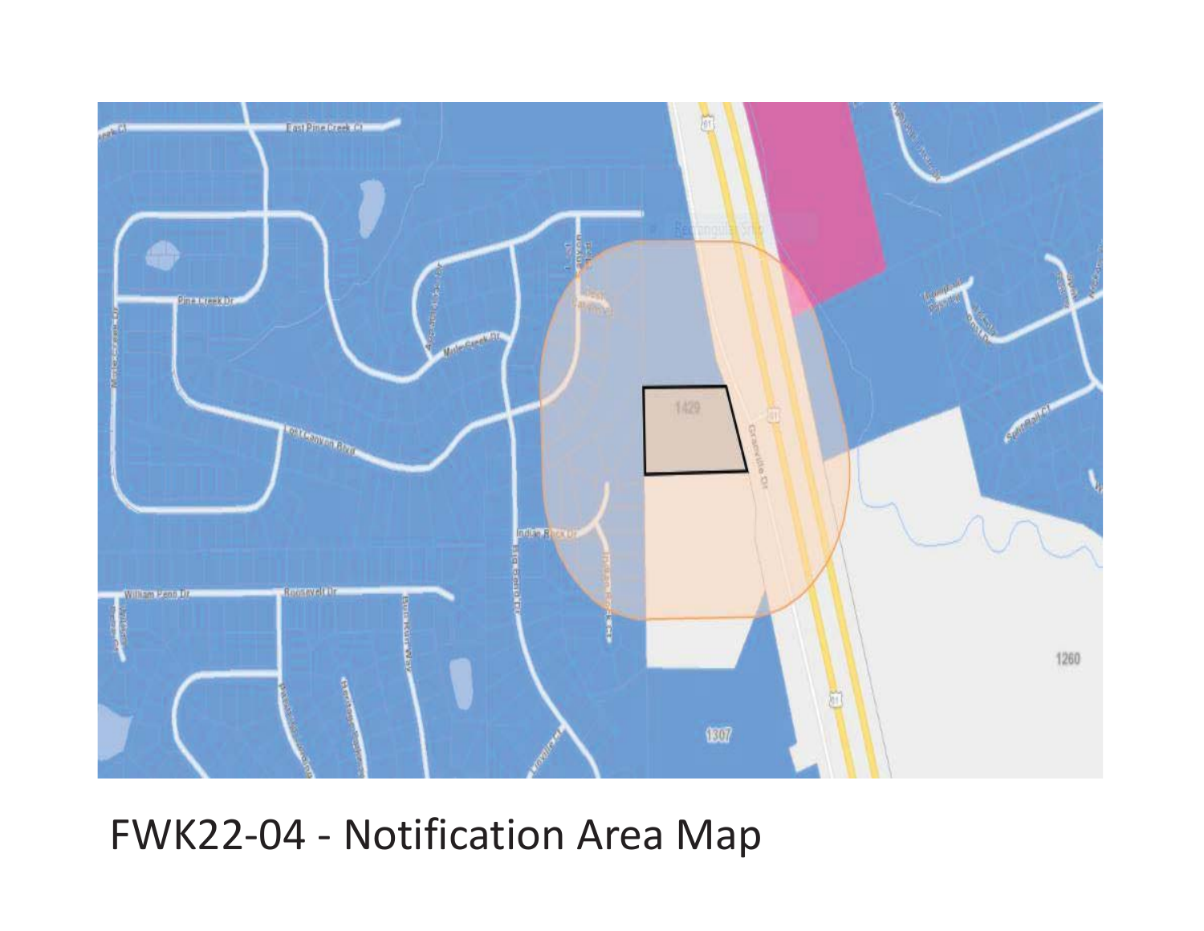FWK22-04 - Notification Area Map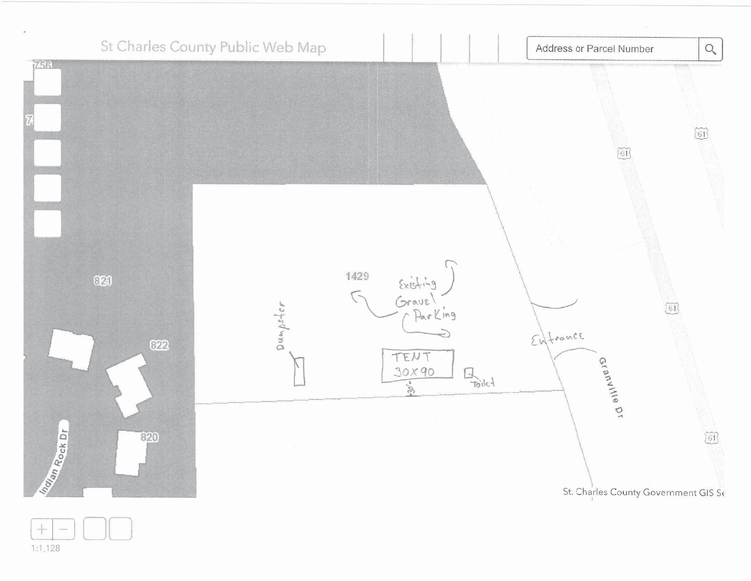St Charles County Public Web Map

Address or Parcel Number

756

7

821

822

820

Indian Rock Dr

1429

Existing Gravel Parking

Dumpster

TENT 30X90

30'

Toilet

Entrance

Granville Dr

61

61

61

61

St. Charles County Government GIS Se

1:1,128